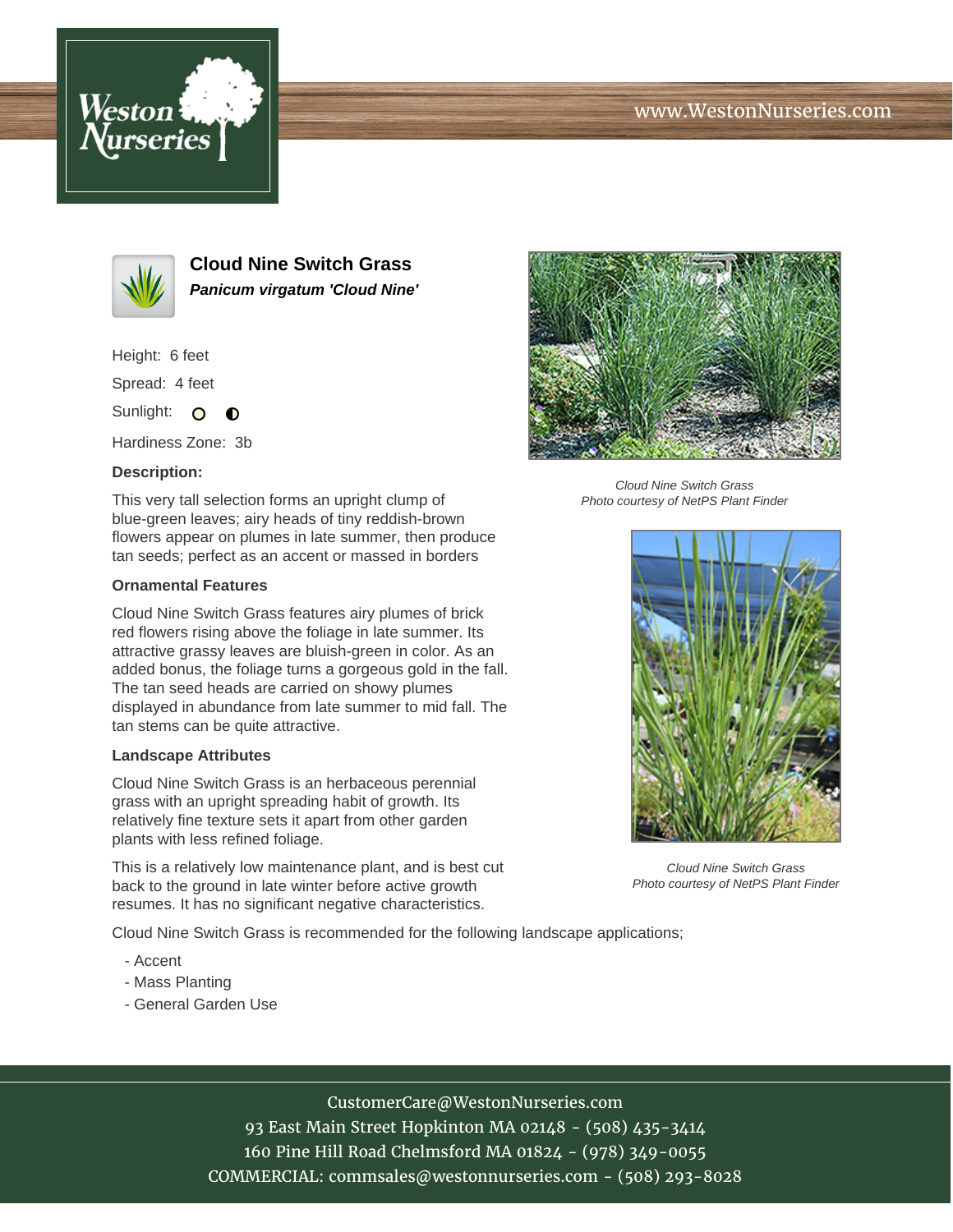# Cloud Nine Switch Grass

***Panicum virgatum 'Cloud Nine'***

Height: 6 feet

Spread: 4 feet

Sunlight: ○ ◐

Hardiness Zone: 3b

**Description:**

This very tall selection forms an upright clump of blue-green leaves; airy heads of tiny reddish-brown flowers appear on plumes in late summer, then produce tan seeds; perfect as an accent or massed in borders

**Ornamental Features**

Cloud Nine Switch Grass features airy plumes of brick red flowers rising above the foliage in late summer. Its attractive grassy leaves are bluish-green in color. As an added bonus, the foliage turns a gorgeous gold in the fall. The tan seed heads are carried on showy plumes displayed in abundance from late summer to mid fall. The tan stems can be quite attractive.

**Landscape Attributes**

Cloud Nine Switch Grass is an herbaceous perennial grass with an upright spreading habit of growth. Its relatively fine texture sets it apart from other garden plants with less refined foliage.

This is a relatively low maintenance plant, and is best cut back to the ground in late winter before active growth resumes. It has no significant negative characteristics.

Cloud Nine Switch Grass is recommended for the following landscape applications;

- Accent
- Mass Planting
- General Garden Use

*Cloud Nine Switch Grass*
*Photo courtesy of NetPS Plant Finder*

*Cloud Nine Switch Grass*
*Photo courtesy of NetPS Plant Finder*

CustomerCare@WestonNurseries.com
93 East Main Street Hopkinton MA 02148 - (508) 435-3414
160 Pine Hill Road Chelmsford MA 01824 - (978) 349-0055
COMMERCIAL: commsales@westonnurseries.com - (508) 293-8028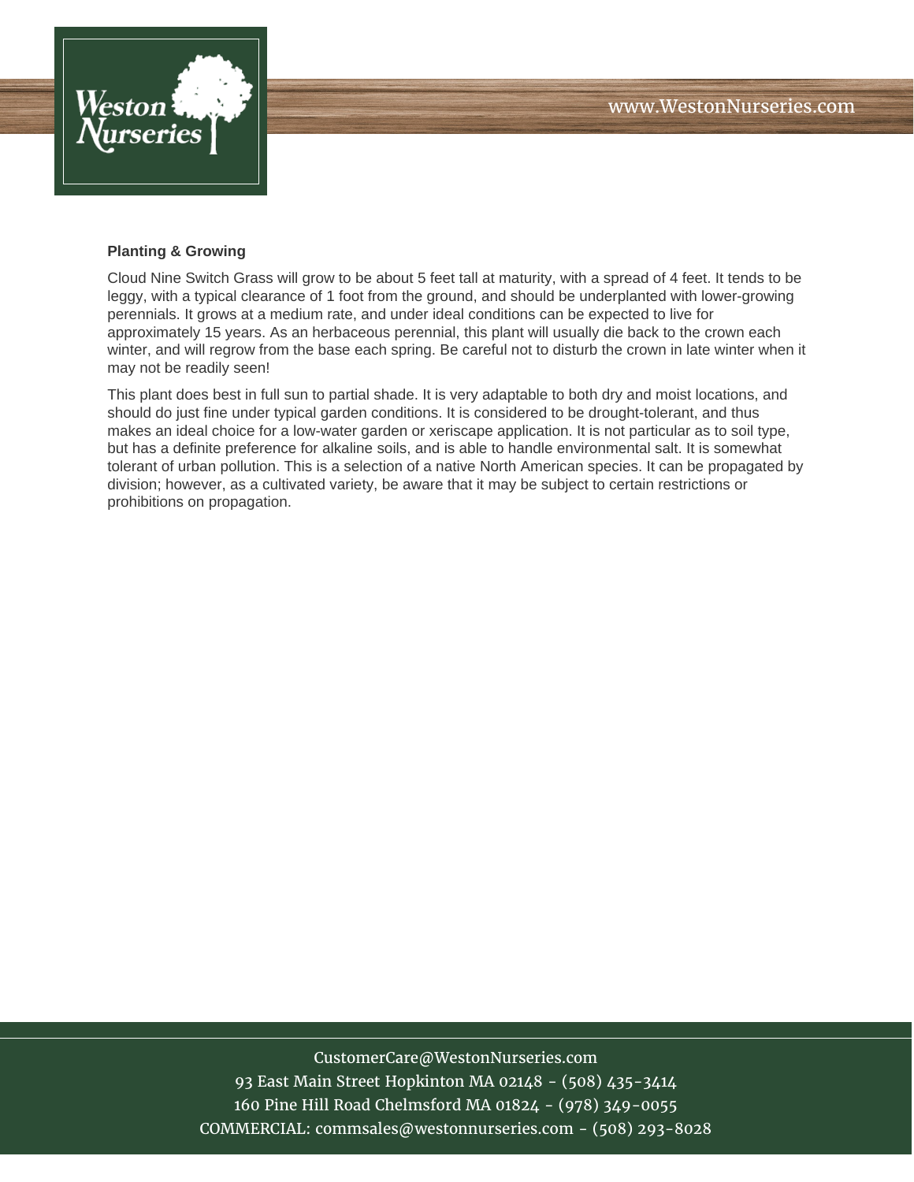**Planting & Growing**

Cloud Nine Switch Grass will grow to be about 5 feet tall at maturity, with a spread of 4 feet. It tends to be leggy, with a typical clearance of 1 foot from the ground, and should be underplanted with lower-growing perennials. It grows at a medium rate, and under ideal conditions can be expected to live for approximately 15 years. As an herbaceous perennial, this plant will usually die back to the crown each winter, and will regrow from the base each spring. Be careful not to disturb the crown in late winter when it may not be readily seen!

This plant does best in full sun to partial shade. It is very adaptable to both dry and moist locations, and should do just fine under typical garden conditions. It is considered to be drought-tolerant, and thus makes an ideal choice for a low-water garden or xeriscape application. It is not particular as to soil type, but has a definite preference for alkaline soils, and is able to handle environmental salt. It is somewhat tolerant of urban pollution. This is a selection of a native North American species. It can be propagated by division; however, as a cultivated variety, be aware that it may be subject to certain restrictions or prohibitions on propagation.